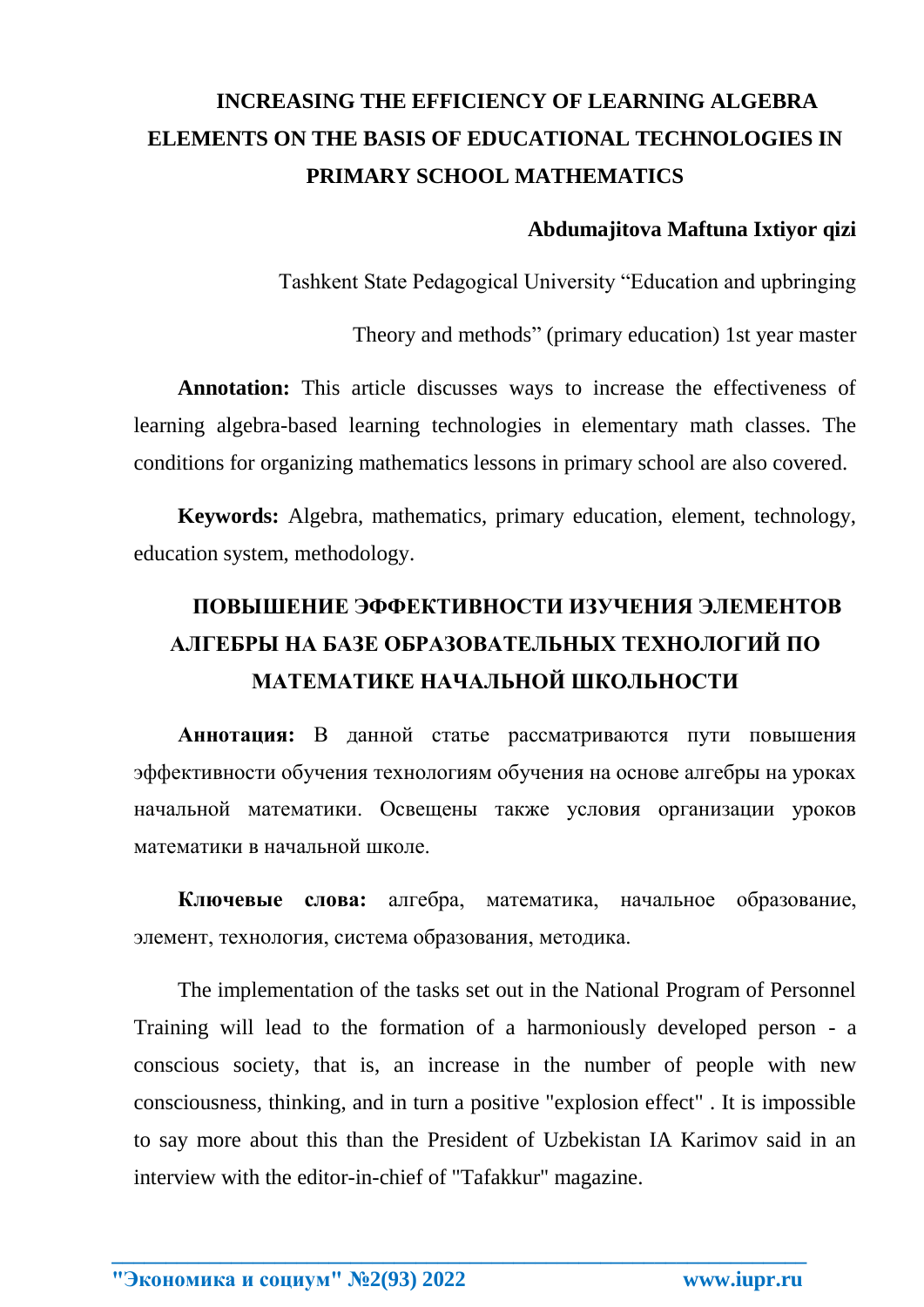# INCREASING THE EFFICIENCY OF LEARNING ALGEBRA ELEMENTS ON THE BASIS OF EDUCATIONAL TECHNOLOGIES IN PRIMARY SCHOOL MATHEMATICS

**Abdumajitova Maftuna Ixtiyor qizi**

Tashkent State Pedagogical University “Education and upbringing

Theory and methods” (primary education) 1st year master

**Annotation:** This article discusses ways to increase the effectiveness of learning algebra-based learning technologies in elementary math classes. The conditions for organizing mathematics lessons in primary school are also covered.

**Keywords:** Algebra, mathematics, primary education, element, technology, education system, methodology.

# ПОВЫШЕНИЕ ЭФФЕКТИВНОСТИ ИЗУЧЕНИЯ ЭЛЕМЕНТОВ АЛГЕБРЫ НА БАЗЕ ОБРАЗОВАТЕЛЬНЫХ ТЕХНОЛОГИЙ ПО МАТЕМАТИКЕ НАЧАЛЬНОЙ ШКОЛЬНОСТИ

**Аннотация:** В данной статье рассматриваются пути повышения эффективности обучения технологиям обучения на основе алгебры на уроках начальной математики. Освещены также условия организации уроков математики в начальной школе.

**Ключевые слова:** алгебра, математика, начальное образование, элемент, технология, система образования, методика.

The implementation of the tasks set out in the National Program of Personnel Training will lead to the formation of a harmoniously developed person - a conscious society, that is, an increase in the number of people with new consciousness, thinking, and in turn a positive "explosion effect" . It is impossible to say more about this than the President of Uzbekistan IA Karimov said in an interview with the editor-in-chief of "Tafakkur" magazine.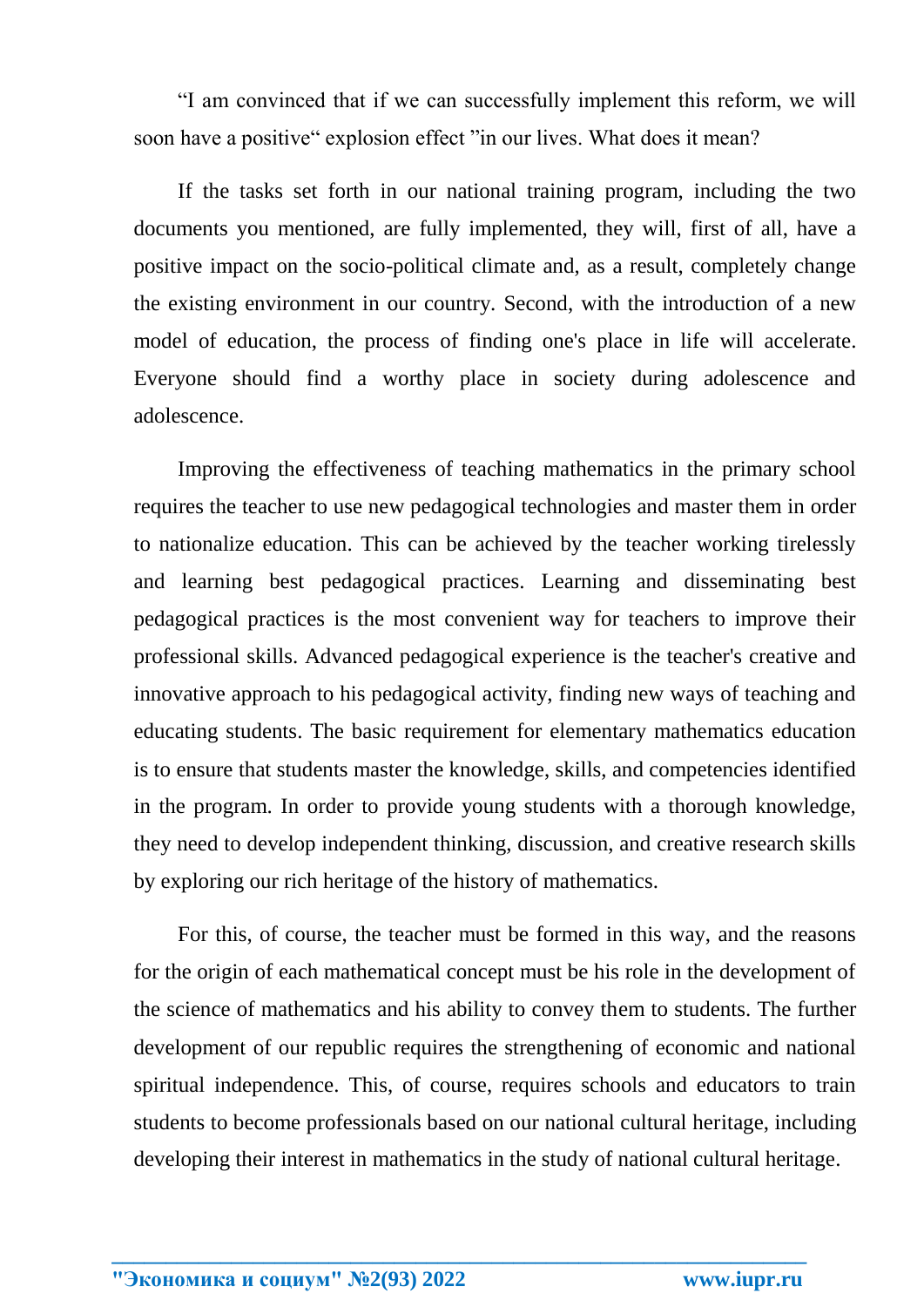"I am convinced that if we can successfully implement this reform, we will soon have a positive" explosion effect "in our lives. What does it mean?

If the tasks set forth in our national training program, including the two documents you mentioned, are fully implemented, they will, first of all, have a positive impact on the socio-political climate and, as a result, completely change the existing environment in our country. Second, with the introduction of a new model of education, the process of finding one's place in life will accelerate. Everyone should find a worthy place in society during adolescence and adolescence.

Improving the effectiveness of teaching mathematics in the primary school requires the teacher to use new pedagogical technologies and master them in order to nationalize education. This can be achieved by the teacher working tirelessly and learning best pedagogical practices. Learning and disseminating best pedagogical practices is the most convenient way for teachers to improve their professional skills. Advanced pedagogical experience is the teacher's creative and innovative approach to his pedagogical activity, finding new ways of teaching and educating students. The basic requirement for elementary mathematics education is to ensure that students master the knowledge, skills, and competencies identified in the program. In order to provide young students with a thorough knowledge, they need to develop independent thinking, discussion, and creative research skills by exploring our rich heritage of the history of mathematics.

For this, of course, the teacher must be formed in this way, and the reasons for the origin of each mathematical concept must be his role in the development of the science of mathematics and his ability to convey them to students. The further development of our republic requires the strengthening of economic and national spiritual independence. This, of course, requires schools and educators to train students to become professionals based on our national cultural heritage, including developing their interest in mathematics in the study of national cultural heritage.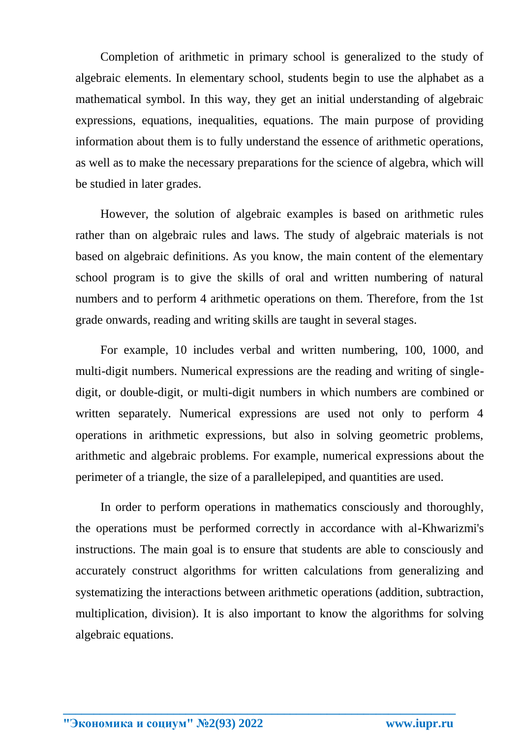Completion of arithmetic in primary school is generalized to the study of algebraic elements. In elementary school, students begin to use the alphabet as a mathematical symbol. In this way, they get an initial understanding of algebraic expressions, equations, inequalities, equations. The main purpose of providing information about them is to fully understand the essence of arithmetic operations, as well as to make the necessary preparations for the science of algebra, which will be studied in later grades.

However, the solution of algebraic examples is based on arithmetic rules rather than on algebraic rules and laws. The study of algebraic materials is not based on algebraic definitions. As you know, the main content of the elementary school program is to give the skills of oral and written numbering of natural numbers and to perform 4 arithmetic operations on them. Therefore, from the 1st grade onwards, reading and writing skills are taught in several stages.

For example, 10 includes verbal and written numbering, 100, 1000, and multi-digit numbers. Numerical expressions are the reading and writing of single-digit, or double-digit, or multi-digit numbers in which numbers are combined or written separately. Numerical expressions are used not only to perform 4 operations in arithmetic expressions, but also in solving geometric problems, arithmetic and algebraic problems. For example, numerical expressions about the perimeter of a triangle, the size of a parallelepiped, and quantities are used.

In order to perform operations in mathematics consciously and thoroughly, the operations must be performed correctly in accordance with al-Khwarizmi's instructions. The main goal is to ensure that students are able to consciously and accurately construct algorithms for written calculations from generalizing and systematizing the interactions between arithmetic operations (addition, subtraction, multiplication, division). It is also important to know the algorithms for solving algebraic equations.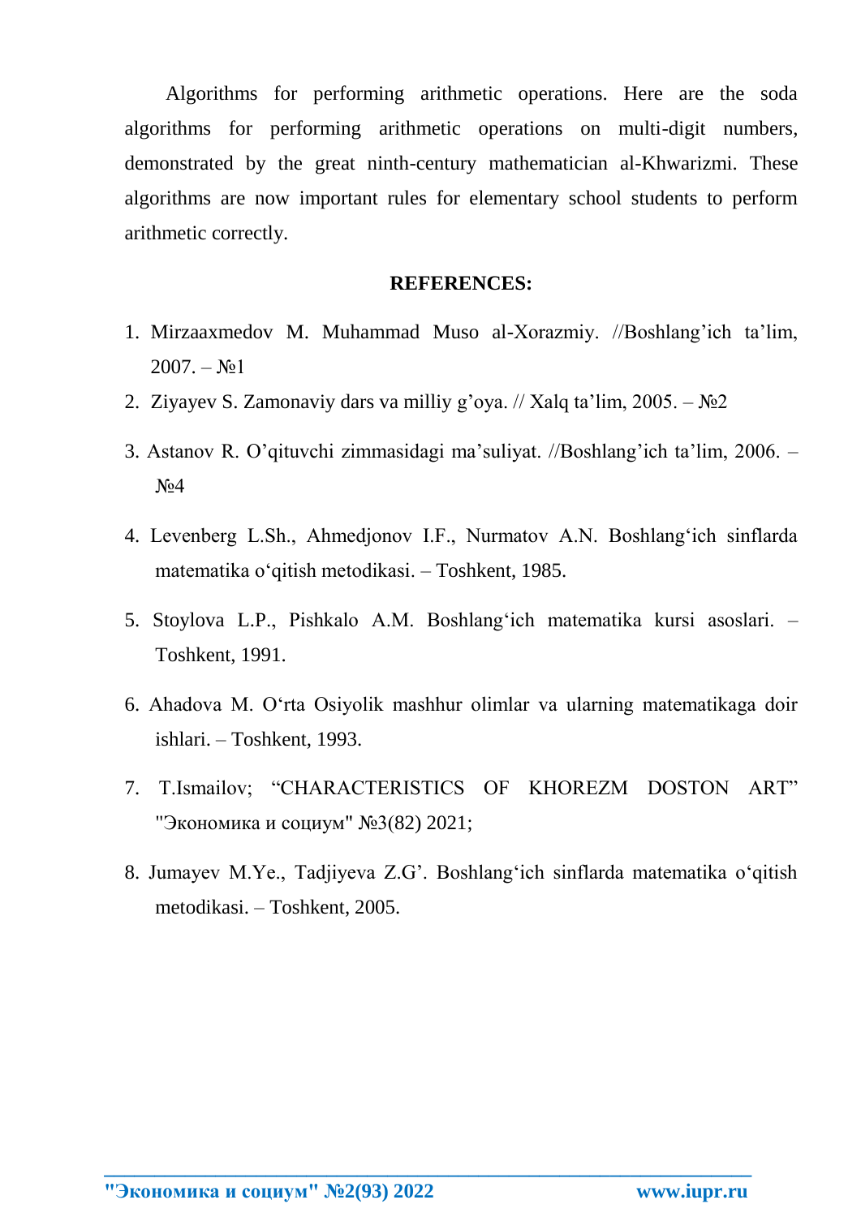Algorithms for performing arithmetic operations. Here are the soda algorithms for performing arithmetic operations on multi-digit numbers, demonstrated by the great ninth-century mathematician al-Khwarizmi. These algorithms are now important rules for elementary school students to perform arithmetic correctly.

**REFERENCES:**

1. Mirzaaxmedov M. Muhammad Muso al-Xorazmiy. //Boshlang'ich ta'lim, 2007. – №1
2. Ziyayev S. Zamonaviy dars va milliy g'oya. // Xalq ta'lim, 2005. – №2
3. Astanov R. O'qituvchi zimmasidagi ma'suliyat. //Boshlang'ich ta'lim, 2006. – №4
4. Levenberg L.Sh., Ahmedjonov I.F., Nurmatov A.N. Boshlang'ich sinflarda matematika o'qitish metodikasi. – Toshkent, 1985.
5. Stoylova L.P., Pishkalo A.M. Boshlang'ich matematika kursi asoslari. – Toshkent, 1991.
6. Ahadova M. O'rta Osiyolik mashhur olimlar va ularning matematikaga doir ishlari. – Toshkent, 1993.
7. T.Ismailov; "CHARACTERISTICS OF KHOREZM DOSTON ART" "Экономика и социум" №3(82) 2021;
8. Jumayev M.Ye., Tadjiyeva Z.G'. Boshlang'ich sinflarda matematika o'qitish metodikasi. – Toshkent, 2005.